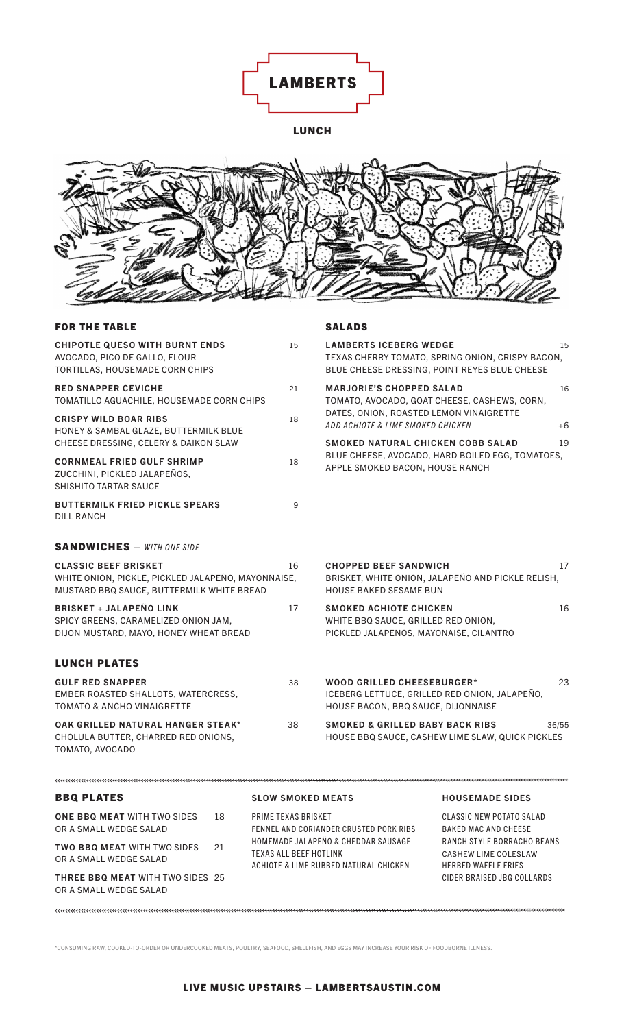# LAMBERTS

## LUNCH

### FOR THE TABLE

**CHIPOTLE QUESO WITH BURNT ENDS** 15
AVOCADO, PICO DE GALLO, FLOUR TORTILLAS, HOUSEMADE CORN CHIPS

**RED SNAPPER CEVICHE** 21
TOMATILLO AGUACHILE, HOUSEMADE CORN CHIPS

**CRISPY WILD BOAR RIBS** 18
HONEY & SAMBAL GLAZE, BUTTERMILK BLUE CHEESE DRESSING, CELERY & DAIKON SLAW

**CORNMEAL FRIED GULF SHRIMP** 18
ZUCCHINI, PICKLED JALAPEÑOS, SHISHITO TARTAR SAUCE

**BUTTERMILK FRIED PICKLE SPEARS** 9
DILL RANCH

### SALADS

**LAMBERTS ICEBERG WEDGE** 15
TEXAS CHERRY TOMATO, SPRING ONION, CRISPY BACON, BLUE CHEESE DRESSING, POINT REYES BLUE CHEESE

**MARJORIE'S CHOPPED SALAD** 16
TOMATO, AVOCADO, GOAT CHEESE, CASHEWS, CORN, DATES, ONION, ROASTED LEMON VINAIGRETTE
*ADD ACHIOTE & LIME SMOKED CHICKEN* +6

**SMOKED NATURAL CHICKEN COBB SALAD** 19
BLUE CHEESE, AVOCADO, HARD BOILED EGG, TOMATOES, APPLE SMOKED BACON, HOUSE RANCH

### SANDWICHES — *WITH ONE SIDE*

**CLASSIC BEEF BRISKET** 16
WHITE ONION, PICKLE, PICKLED JALAPEÑO, MAYONNAISE, MUSTARD BBQ SAUCE, BUTTERMILK WHITE BREAD

**BRISKET + JALAPEÑO LINK** 17
SPICY GREENS, CARAMELIZED ONION JAM, DIJON MUSTARD, MAYO, HONEY WHEAT BREAD

**CHOPPED BEEF SANDWICH** 17
BRISKET, WHITE ONION, JALAPEÑO AND PICKLE RELISH, HOUSE BAKED SESAME BUN

**SMOKED ACHIOTE CHICKEN** 16
WHITE BBQ SAUCE, GRILLED RED ONION, PICKLED JALAPENOS, MAYONAISE, CILANTRO

### LUNCH PLATES

**GULF RED SNAPPER** 38
EMBER ROASTED SHALLOTS, WATERCRESS, TOMATO & ANCHO VINAIGRETTE

**OAK GRILLED NATURAL HANGER STEAK*** 38
CHOLULA BUTTER, CHARRED RED ONIONS, TOMATO, AVOCADO

**WOOD GRILLED CHEESEBURGER*** 23
ICEBERG LETTUCE, GRILLED RED ONION, JALAPEÑO, HOUSE BACON, BBQ SAUCE, DIJONNAISE

**SMOKED & GRILLED BABY BACK RIBS** 36/55
HOUSE BBQ SAUCE, CASHEW LIME SLAW, QUICK PICKLES

### BBQ PLATES

**ONE BBQ MEAT** WITH TWO SIDES OR A SMALL WEDGE SALAD 18

**TWO BBQ MEAT** WITH TWO SIDES OR A SMALL WEDGE SALAD 21

**THREE BBQ MEAT** WITH TWO SIDES OR A SMALL WEDGE SALAD 25

#### SLOW SMOKED MEATS

PRIME TEXAS BRISKET
FENNEL AND CORIANDER CRUSTED PORK RIBS
HOMEMADE JALAPEÑO & CHEDDAR SAUSAGE
TEXAS ALL BEEF HOTLINK
ACHIOTE & LIME RUBBED NATURAL CHICKEN

#### HOUSEMADE SIDES

CLASSIC NEW POTATO SALAD
BAKED MAC AND CHEESE
RANCH STYLE BORRACHO BEANS
CASHEW LIME COLESLAW
HERBED WAFFLE FRIES
CIDER BRAISED JBG COLLARDS

*CONSUMING RAW, COOKED-TO-ORDER OR UNDERCOOKED MEATS, POULTRY, SEAFOOD, SHELLFISH, AND EGGS MAY INCREASE YOUR RISK OF FOODBORNE ILLNESS.

**LIVE MUSIC UPSTAIRS — LAMBERTSAUSTIN.COM**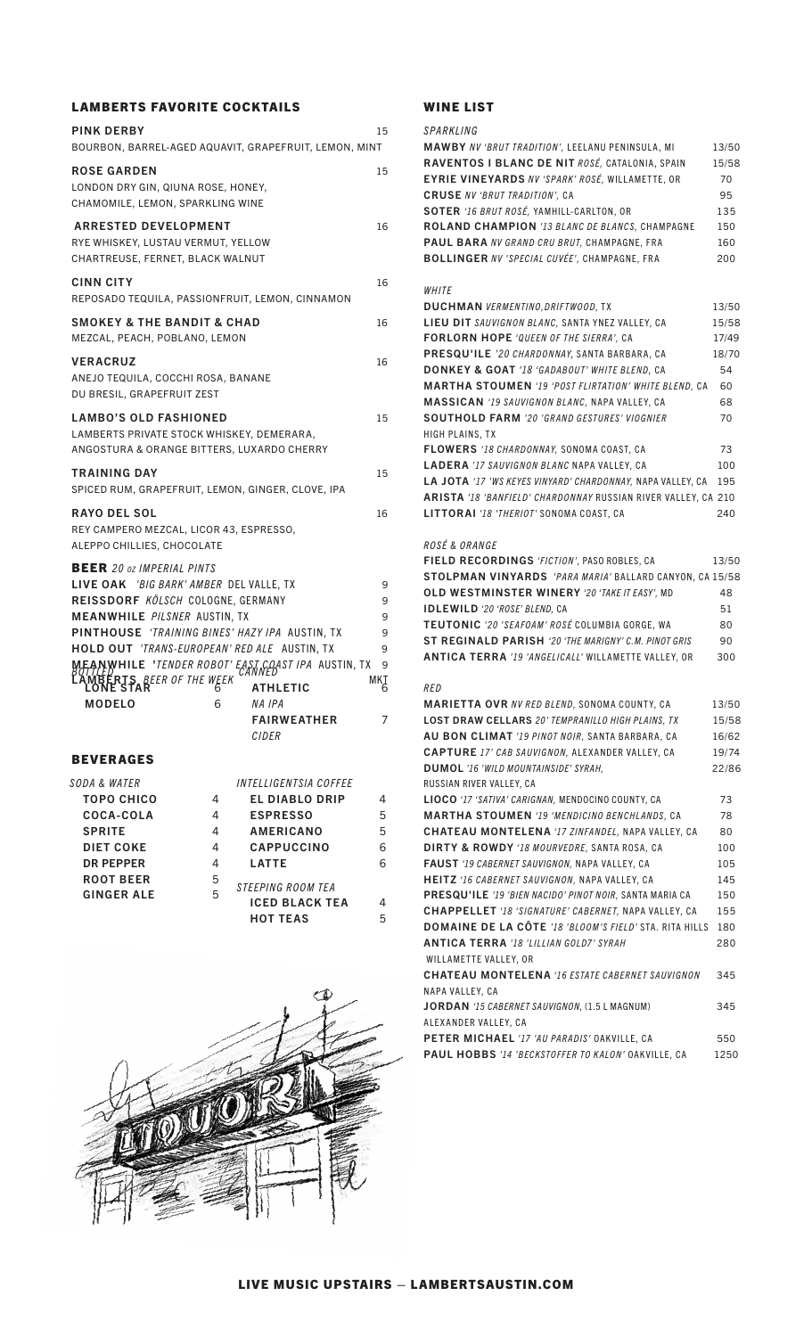## LAMBERTS FAVORITE COCKTAILS

**PINK DERBY** 15
BOURBON, BARREL-AGED AQUAVIT, GRAPEFRUIT, LEMON, MINT

**ROSE GARDEN** 15
LONDON DRY GIN, QIUNA ROSE, HONEY, CHAMOMILE, LEMON, SPARKLING WINE

**ARRESTED DEVELOPMENT** 16
RYE WHISKEY, LUSTAU VERMUT, YELLOW CHARTREUSE, FERNET, BLACK WALNUT

**CINN CITY** 16
REPOSADO TEQUILA, PASSIONFRUIT, LEMON, CINNAMON

**SMOKEY & THE BANDIT & CHAD** 16
MEZCAL, PEACH, POBLANO, LEMON

**VERACRUZ** 16
ANEJO TEQUILA, COCCHI ROSA, BANANE DU BRESIL, GRAPEFRUIT ZEST

**LAMBO'S OLD FASHIONED** 15
LAMBERTS PRIVATE STOCK WHISKEY, DEMERARA, ANGOSTURA & ORANGE BITTERS, LUXARDO CHERRY

**TRAINING DAY** 15
SPICED RUM, GRAPEFRUIT, LEMON, GINGER, CLOVE, IPA

**RAYO DEL SOL** 16
REY CAMPERO MEZCAL, LICOR 43, ESPRESSO, ALEPPO CHILLIES, CHOCOLATE

## BEER *20 oz IMPERIAL PINTS*

**LIVE OAK** *'BIG BARK' AMBER* DEL VALLE, TX 9
**REISSDORF** *KÖLSCH* COLOGNE, GERMANY 9
**MEANWHILE** *PILSNER* AUSTIN, TX 9
**PINTHOUSE** *'TRAINING BINES' HAZY IPA* AUSTIN, TX 9
**HOLD OUT** *'TRANS-EUROPEAN' RED ALE* AUSTIN, TX 9
**MEANWHILE** *'TENDER ROBOT' EAST COAST IPA* AUSTIN, TX 9
**LAMBERTS** *BEER OF THE WEEK* MKT

| *BOTTLED* | | *CANNED* | |
|---|---|---|---|
| **LONE STAR** | 6 | **ATHLETIC** *NA IPA* | 6 |
| **MODELO** | 6 | **FAIRWEATHER** *CIDER* | 7 |

## BEVERAGES

| *SODA & WATER* | | *INTELLIGENTSIA COFFEE* | |
|---|---|---|---|
| **TOPO CHICO** | 4 | **EL DIABLO DRIP** | 4 |
| **COCA-COLA** | 4 | **ESPRESSO** | 5 |
| **SPRITE** | 4 | **AMERICANO** | 5 |
| **DIET COKE** | 4 | **CAPPUCCINO** | 6 |
| **DR PEPPER** | 4 | **LATTE** | 6 |
| **ROOT BEER** | 5 | *STEEPING ROOM TEA* | |
| **GINGER ALE** | 5 | **ICED BLACK TEA** | 4 |
| | | **HOT TEAS** | 5 |

## WINE LIST

*SPARKLING*

**MAWBY** *NV 'BRUT TRADITION'*, LEELANU PENINSULA, MI 13/50
**RAVENTOS I BLANC DE NIT** *ROSÉ*, CATALONIA, SPAIN 15/58
**EYRIE VINEYARDS** *NV 'SPARK' ROSÉ*, WILLAMETTE, OR 70
**CRUSE** *NV 'BRUT TRADITION'*, CA 95
**SOTER** *'16 BRUT ROSÉ*, YAMHILL-CARLTON, OR 135
**ROLAND CHAMPION** *'13 BLANC DE BLANCS*, CHAMPAGNE 150
**PAUL BARA** *NV GRAND CRU BRUT*, CHAMPAGNE, FRA 160
**BOLLINGER** *NV 'SPECIAL CUVÉE'*, CHAMPAGNE, FRA 200

*WHITE*

**DUCHMAN** *VERMENTINO*, DRIFTWOOD, TX 13/50
**LIEU DIT** *SAUVIGNON BLANC*, SANTA YNEZ VALLEY, CA 15/58
**FORLORN HOPE** *'QUEEN OF THE SIERRA'*, CA 17/49
**PRESQU'ILE** *'20 CHARDONNAY*, SANTA BARBARA, CA 18/70
**DONKEY & GOAT** *'18 'GADABOUT' WHITE BLEND*, CA 54
**MARTHA STOUMEN** *'19 'POST FLIRTATION' WHITE BLEND*, CA 60
**MASSICAN** *'19 SAUVIGNON BLANC*, NAPA VALLEY, CA 68
**SOUTHOLD FARM** *'20 'GRAND GESTURES' VIOGNIER* HIGH PLAINS, TX 70
**FLOWERS** *'18 CHARDONNAY*, SONOMA COAST, CA 73
**LADERA** *'17 SAUVIGNON BLANC* NAPA VALLEY, CA 100
**LA JOTA** *'17 'WS KEYES VINEYARD' CHARDONNAY*, NAPA VALLEY, CA 195
**ARISTA** *'18 'BANFIELD' CHARDONNAY* RUSSIAN RIVER VALLEY, CA 210
**LITTORAI** *'18 'THERIOT'* SONOMA COAST, CA 240

*ROSÉ & ORANGE*

**FIELD RECORDINGS** *'FICTION'*, PASO ROBLES, CA 13/50
**STOLPMAN VINYARDS** *'PARA MARIA'* BALLARD CANYON, CA 15/58
**OLD WESTMINSTER WINERY** *'20 'TAKE IT EASY'*, MD 48
**IDLEWILD** *'20 'ROSE' BLEND*, CA 51
**TEUTONIC** *'20 'SEAFOAM' ROSÉ* COLUMBIA GORGE, WA 80
**ST REGINALD PARISH** *'20 'THE MARIGNY' C.M. PINOT GRIS* 90
**ANTICA TERRA** *'19 'ANGELICALL'* WILLAMETTE VALLEY, OR 300

*RED*

**MARIETTA OVR** *NV RED BLEND*, SONOMA COUNTY, CA 13/50
**LOST DRAW CELLARS** *20' TEMPRANILLO HIGH PLAINS, TX* 15/58
**AU BON CLIMAT** *'19 PINOT NOIR*, SANTA BARBARA, CA 16/62
**CAPTURE** *17' CAB SAUVIGNON*, ALEXANDER VALLEY, CA 19/74
**DUMOL** *'16 'WILD MOUNTAINSIDE' SYRAH*, RUSSIAN RIVER VALLEY, CA 22/86
**LIOCO** *'17 'SATIVA' CARIGNAN*, MENDOCINO COUNTY, CA 73
**MARTHA STOUMEN** *'19 'MENDICINO BENCHLANDS*, CA 78
**CHATEAU MONTELENA** *'17 ZINFENDEL*, NAPA VALLEY, CA 80
**DIRTY & ROWDY** *'18 MOURVEDRE*, SANTA ROSA, CA 100
**FAUST** *'19 CABERNET SAUVIGNON*, NAPA VALLEY, CA 105
**HEITZ** *'16 CABERNET SAUVIGNON*, NAPA VALLEY, CA 145
**PRESQU'ILE** *'19 'BIEN NACIDO' PINOT NOIR*, SANTA MARIA CA 150
**CHAPPELLET** *'18 'SIGNATURE' CABERNET*, NAPA VALLEY, CA 155
**DOMAINE DE LA CÔTE** *'18 'BLOOM'S FIELD'* STA. RITA HILLS 180
**ANTICA TERRA** *'18 'LILLIAN GOLD?' SYRAH* WILLAMETTE VALLEY, OR 280
**CHATEAU MONTELENA** *'16 ESTATE CABERNET SAUVIGNON* NAPA VALLEY, CA 345
**JORDAN** *'15 CABERNET SAUVIGNON*, (1.5 L MAGNUM) ALEXANDER VALLEY, CA 345
**PETER MICHAEL** *'17 'AU PARADIS'* OAKVILLE, CA 550
**PAUL HOBBS** *'14 'BECKSTOFFER TO KALON'* OAKVILLE, CA 1250

**LIVE MUSIC UPSTAIRS — LAMBERTSAUSTIN.COM**